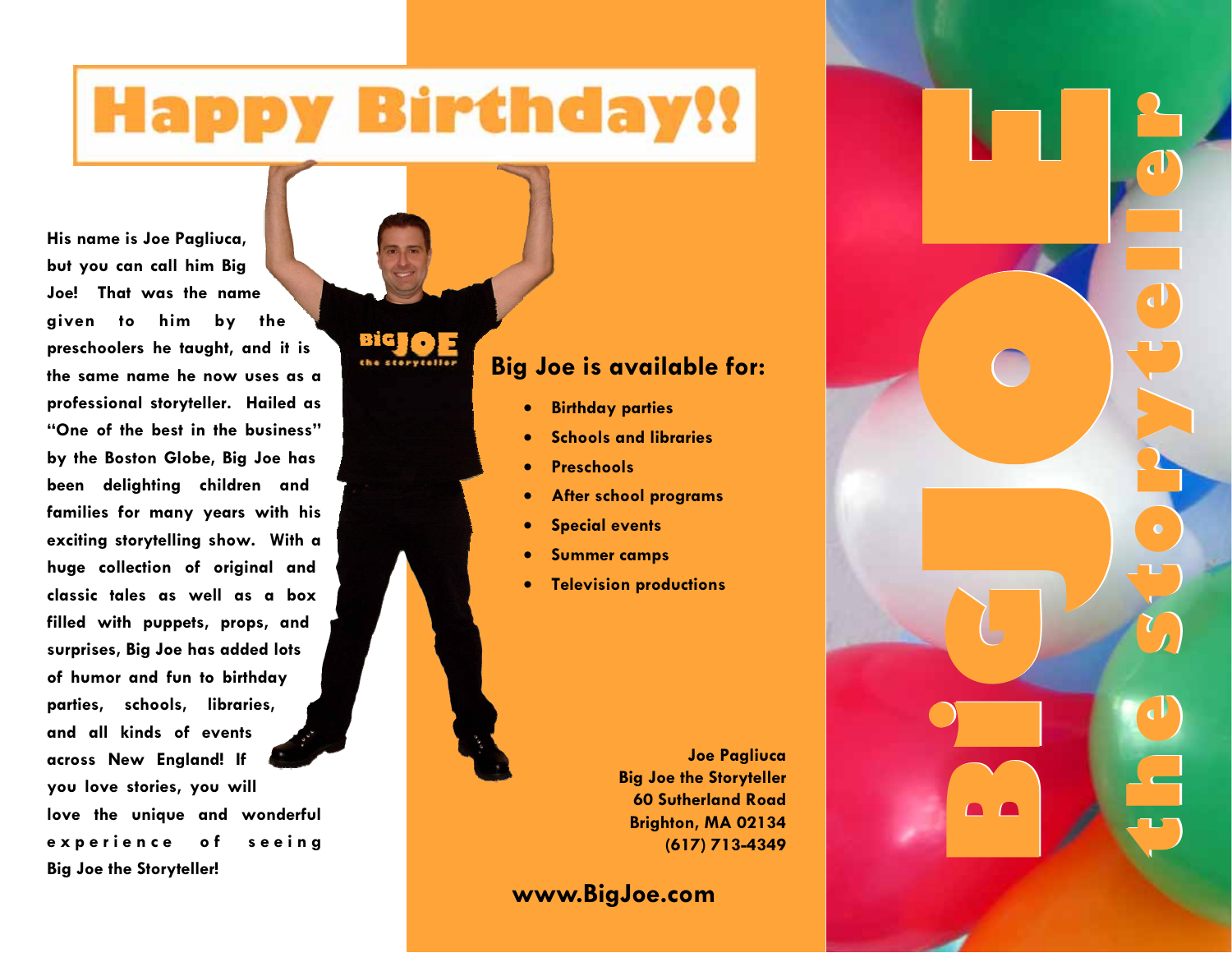# Happy Birthday!!

His name is Joe Pagliuca, but you can call him Big Joe! That was the name given to him by the preschoolers he taught, and it is the same name he now uses as a professional storyteller. Hailed as "One of the best in the business" by the Boston Globe, Big Joe has been delighting children and families for many years with his exciting storytelling show. With a huge collection of original and classic tales as well as a box filled with puppets, props, and surprises, Big Joe has added lots of humor and fun to birthday parties, schools, libraries, and all kinds of events across New England! If you love stories, you will love the unique and wonderful experience of seeing Big Joe the Storyteller!

## Big Joe is available for:

- Birthday parties
- Schools and libraries
- Preschools
- After school programs
- Special events
- Summer camps
- Television productions

Joe Pagliuca
Big Joe the Storyteller
60 Sutherland Road
Brighton, MA 02134
(617) 713-4349

**www.BigJoe.com**

# Big JOE the storyteller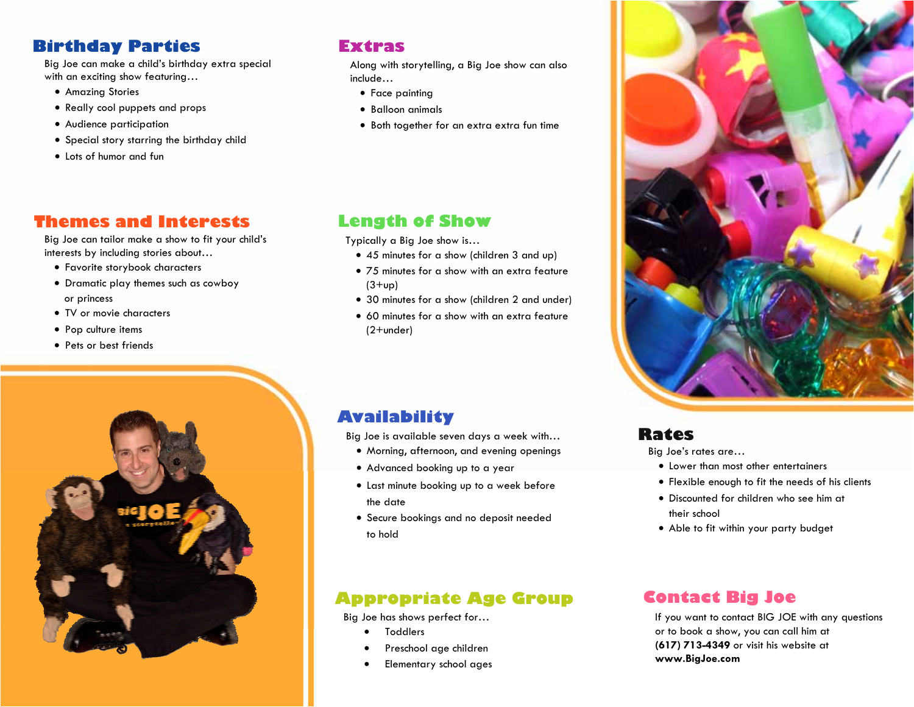## Birthday Parties

Big Joe can make a child's birthday extra special with an exciting show featuring…

- Amazing Stories
- Really cool puppets and props
- Audience participation
- Special story starring the birthday child
- Lots of humor and fun

## Themes and Interests

Big Joe can tailor make a show to fit your child's interests by including stories about…

- Favorite storybook characters
- Dramatic play themes such as cowboy or princess
- TV or movie characters
- Pop culture items
- Pets or best friends

## Extras

Along with storytelling, a Big Joe show can also include…

- Face painting
- Balloon animals
- Both together for an extra extra fun time

## Length of Show

Typically a Big Joe show is…

- 45 minutes for a show (children 3 and up)
- 75 minutes for a show with an extra feature (3+up)
- 30 minutes for a show (children 2 and under)
- 60 minutes for a show with an extra feature (2+under)

## Availability

Big Joe is available seven days a week with…

- Morning, afternoon, and evening openings
- Advanced booking up to a year
- Last minute booking up to a week before the date
- Secure bookings and no deposit needed to hold

## Appropriate Age Group

Big Joe has shows perfect for…

- Toddlers
- Preschool age children
- Elementary school ages

## Rates

Big Joe's rates are…

- Lower than most other entertainers
- Flexible enough to fit the needs of his clients
- Discounted for children who see him at their school
- Able to fit within your party budget

## Contact Big Joe

If you want to contact BIG JOE with any questions or to book a show, you can call him at **(617) 713-4349** or visit his website at **www.BigJoe.com**